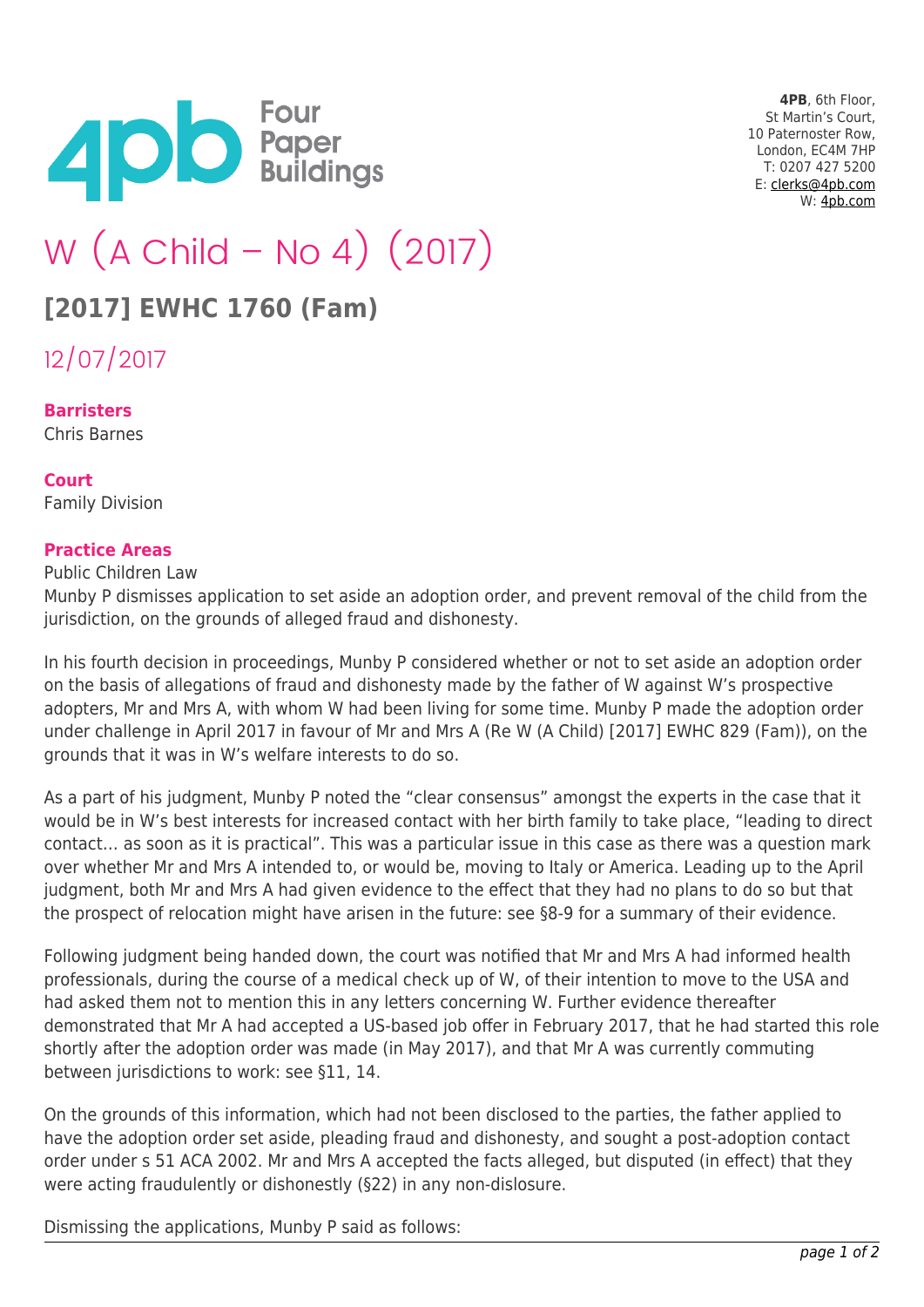**4PB**, 6th Floor,
St Martin's Court,
10 Paternoster Row,
London, EC4M 7HP
T: 0207 427 5200
E: clerks@4pb.com
W: 4pb.com

# W (A Child – No 4) (2017)

## [2017] EWHC 1760 (Fam)

12/07/2017

**Barristers**
Chris Barnes

**Court**
Family Division

**Practice Areas**
Public Children Law

Munby P dismisses application to set aside an adoption order, and prevent removal of the child from the jurisdiction, on the grounds of alleged fraud and dishonesty.

In his fourth decision in proceedings, Munby P considered whether or not to set aside an adoption order on the basis of allegations of fraud and dishonesty made by the father of W against W's prospective adopters, Mr and Mrs A, with whom W had been living for some time. Munby P made the adoption order under challenge in April 2017 in favour of Mr and Mrs A (Re W (A Child) [2017] EWHC 829 (Fam)), on the grounds that it was in W's welfare interests to do so.

As a part of his judgment, Munby P noted the "clear consensus" amongst the experts in the case that it would be in W's best interests for increased contact with her birth family to take place, "leading to direct contact… as soon as it is practical". This was a particular issue in this case as there was a question mark over whether Mr and Mrs A intended to, or would be, moving to Italy or America. Leading up to the April judgment, both Mr and Mrs A had given evidence to the effect that they had no plans to do so but that the prospect of relocation might have arisen in the future: see §8-9 for a summary of their evidence.

Following judgment being handed down, the court was notified that Mr and Mrs A had informed health professionals, during the course of a medical check up of W, of their intention to move to the USA and had asked them not to mention this in any letters concerning W. Further evidence thereafter demonstrated that Mr A had accepted a US-based job offer in February 2017, that he had started this role shortly after the adoption order was made (in May 2017), and that Mr A was currently commuting between jurisdictions to work: see §11, 14.

On the grounds of this information, which had not been disclosed to the parties, the father applied to have the adoption order set aside, pleading fraud and dishonesty, and sought a post-adoption contact order under s 51 ACA 2002. Mr and Mrs A accepted the facts alleged, but disputed (in effect) that they were acting fraudulently or dishonestly (§22) in any non-disolsure.

Dismissing the applications, Munby P said as follows: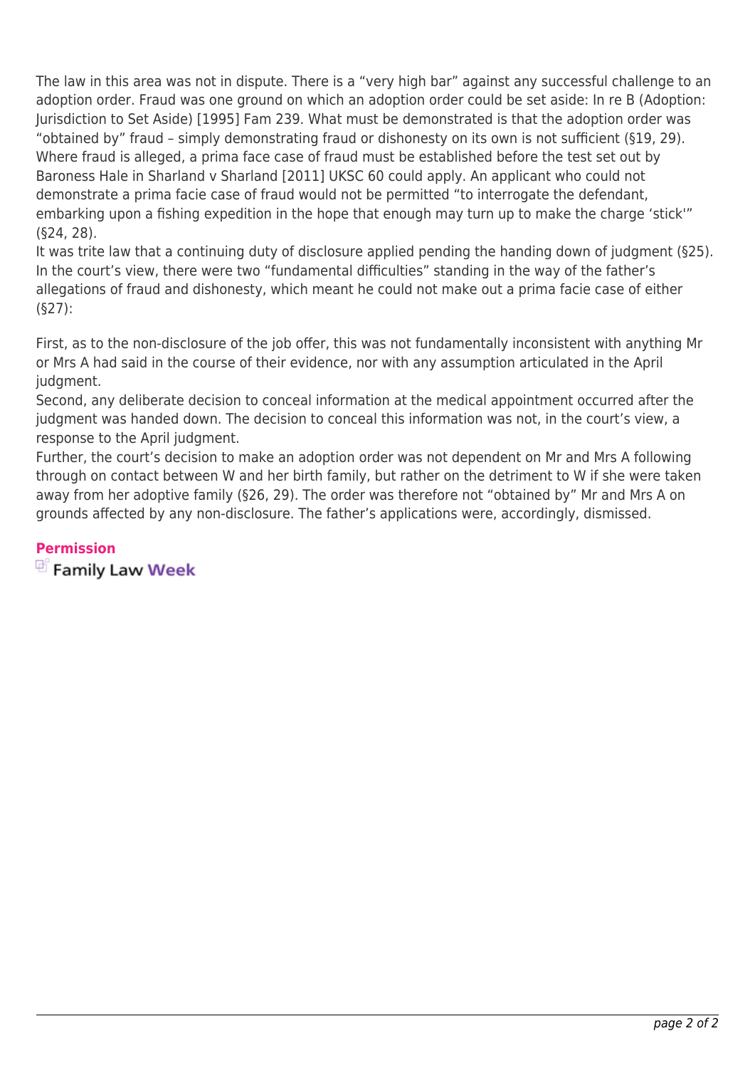The law in this area was not in dispute. There is a "very high bar" against any successful challenge to an adoption order. Fraud was one ground on which an adoption order could be set aside: In re B (Adoption: Jurisdiction to Set Aside) [1995] Fam 239. What must be demonstrated is that the adoption order was "obtained by" fraud – simply demonstrating fraud or dishonesty on its own is not sufficient (§19, 29). Where fraud is alleged, a prima face case of fraud must be established before the test set out by Baroness Hale in Sharland v Sharland [2011] UKSC 60 could apply. An applicant who could not demonstrate a prima facie case of fraud would not be permitted "to interrogate the defendant, embarking upon a fishing expedition in the hope that enough may turn up to make the charge 'stick'" (§24, 28).

It was trite law that a continuing duty of disclosure applied pending the handing down of judgment (§25). In the court's view, there were two "fundamental difficulties" standing in the way of the father's allegations of fraud and dishonesty, which meant he could not make out a prima facie case of either (§27):

First, as to the non-disclosure of the job offer, this was not fundamentally inconsistent with anything Mr or Mrs A had said in the course of their evidence, nor with any assumption articulated in the April judgment.

Second, any deliberate decision to conceal information at the medical appointment occurred after the judgment was handed down. The decision to conceal this information was not, in the court's view, a response to the April judgment.

Further, the court's decision to make an adoption order was not dependent on Mr and Mrs A following through on contact between W and her birth family, but rather on the detriment to W if she were taken away from her adoptive family (§26, 29). The order was therefore not "obtained by" Mr and Mrs A on grounds affected by any non-disclosure. The father's applications were, accordingly, dismissed.

**Permission**

Family Law Week